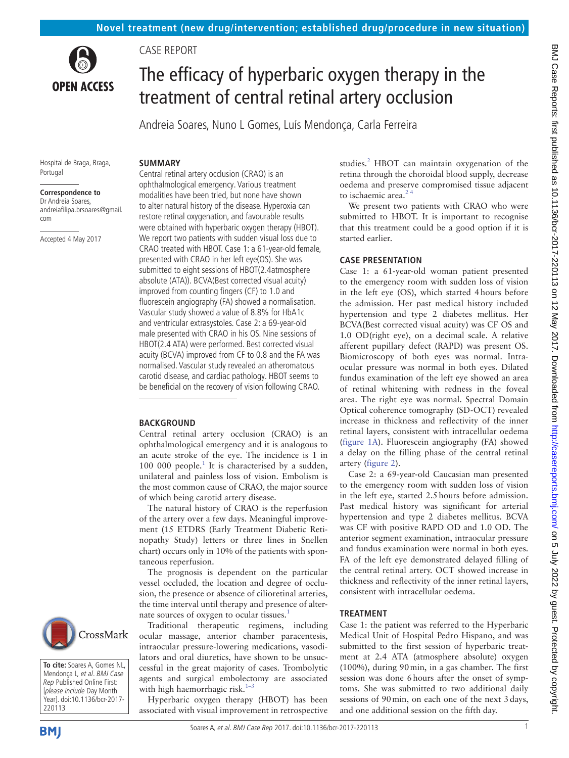Novel treatment (new drug/intervention; established drug/procedure in new situation)

CASE REPORT

# The efficacy of hyperbaric oxygen therapy in the treatment of central retinal artery occlusion

Andreia Soares, Nuno L Gomes, Luís Mendonça, Carla Ferreira

Hospital de Braga, Braga, Portugal

**Correspondence to**
Dr Andreia Soares, andreiafilipa.brsoares@gmail.com

Accepted 4 May 2017

## SUMMARY

Central retinal artery occlusion (CRAO) is an ophthalmological emergency. Various treatment modalities have been tried, but none have shown to alter natural history of the disease. Hyperoxia can restore retinal oxygenation, and favourable results were obtained with hyperbaric oxygen therapy (HBOT). We report two patients with sudden visual loss due to CRAO treated with HBOT. Case 1: a 61-year-old female, presented with CRAO in her left eye(OS). She was submitted to eight sessions of HBOT(2.4atmosphere absolute (ATA)). BCVA(Best corrected visual acuity) improved from counting fingers (CF) to 1.0 and fluorescein angiography (FA) showed a normalisation. Vascular study showed a value of 8.8% for HbA1c and ventricular extrasystoles. Case 2: a 69-year-old male presented with CRAO in his OS. Nine sessions of HBOT(2.4 ATA) were performed. Best corrected visual acuity (BCVA) improved from CF to 0.8 and the FA was normalised. Vascular study revealed an atheromatous carotid disease, and cardiac pathology. HBOT seems to be beneficial on the recovery of vision following CRAO.

## BACKGROUND

Central retinal artery occlusion (CRAO) is an ophthalmological emergency and it is analogous to an acute stroke of the eye. The incidence is 1 in 100 000 people.[1] It is characterised by a sudden, unilateral and painless loss of vision. Embolism is the most common cause of CRAO, the major source of which being carotid artery disease.

The natural history of CRAO is the reperfusion of the artery over a few days. Meaningful improvement (15 ETDRS (Early Treatment Diabetic Retinopathy Study) letters or three lines in Snellen chart) occurs only in 10% of the patients with spontaneous reperfusion.

The prognosis is dependent on the particular vessel occluded, the location and degree of occlusion, the presence or absence of cilioretinal arteries, the time interval until therapy and presence of alternate sources of oxygen to ocular tissues.[1]

Traditional therapeutic regimens, including ocular massage, anterior chamber paracentesis, intraocular pressure-lowering medications, vasodilators and oral diuretics, have shown to be unsuccessful in the great majority of cases. Trombolytic agents and surgical embolectomy are associated with high haemorrhagic risk.[1–3]

Hyperbaric oxygen therapy (HBOT) has been associated with visual improvement in retrospective studies.[2] HBOT can maintain oxygenation of the retina through the choroidal blood supply, decrease oedema and preserve compromised tissue adjacent to ischaemic area.[2 4]

We present two patients with CRAO who were submitted to HBOT. It is important to recognise that this treatment could be a good option if it is started earlier.

**To cite:** Soares A, Gomes NL, Mendonça L, *et al*. *BMJ Case Rep* Published Online First: [*please include* Day Month Year]. doi:10.1136/bcr-2017-220113

## CASE PRESENTATION

Case 1: a 61-year-old woman patient presented to the emergency room with sudden loss of vision in the left eye (OS), which started 4 hours before the admission. Her past medical history included hypertension and type 2 diabetes mellitus. Her BCVA(Best corrected visual acuity) was CF OS and 1.0 OD(right eye), on a decimal scale. A relative afferent pupillary defect (RAPD) was present OS. Biomicroscopy of both eyes was normal. Intraocular pressure was normal in both eyes. Dilated fundus examination of the left eye showed an area of retinal whitening with redness in the foveal area. The right eye was normal. Spectral Domain Optical coherence tomography (SD-OCT) revealed increase in thickness and reflectivity of the inner retinal layers, consistent with intracellular oedema (figure 1A). Fluorescein angiography (FA) showed a delay on the filling phase of the central retinal artery (figure 2).

Case 2: a 69-year-old Caucasian man presented to the emergency room with sudden loss of vision in the left eye, started 2.5 hours before admission. Past medical history was significant for arterial hypertension and type 2 diabetes mellitus. BCVA was CF with positive RAPD OD and 1.0 OD. The anterior segment examination, intraocular pressure and fundus examination were normal in both eyes. FA of the left eye demonstrated delayed filling of the central retinal artery. OCT showed increase in thickness and reflectivity of the inner retinal layers, consistent with intracellular oedema.

## TREATMENT

Case 1: the patient was referred to the Hyperbaric Medical Unit of Hospital Pedro Hispano, and was submitted to the first session of hyperbaric treatment at 2.4 ATA (atmosphere absolute) oxygen (100%), during 90 min, in a gas chamber. The first session was done 6 hours after the onset of symptoms. She was submitted to two additional daily sessions of 90 min, on each one of the next 3 days, and one additional session on the fifth day.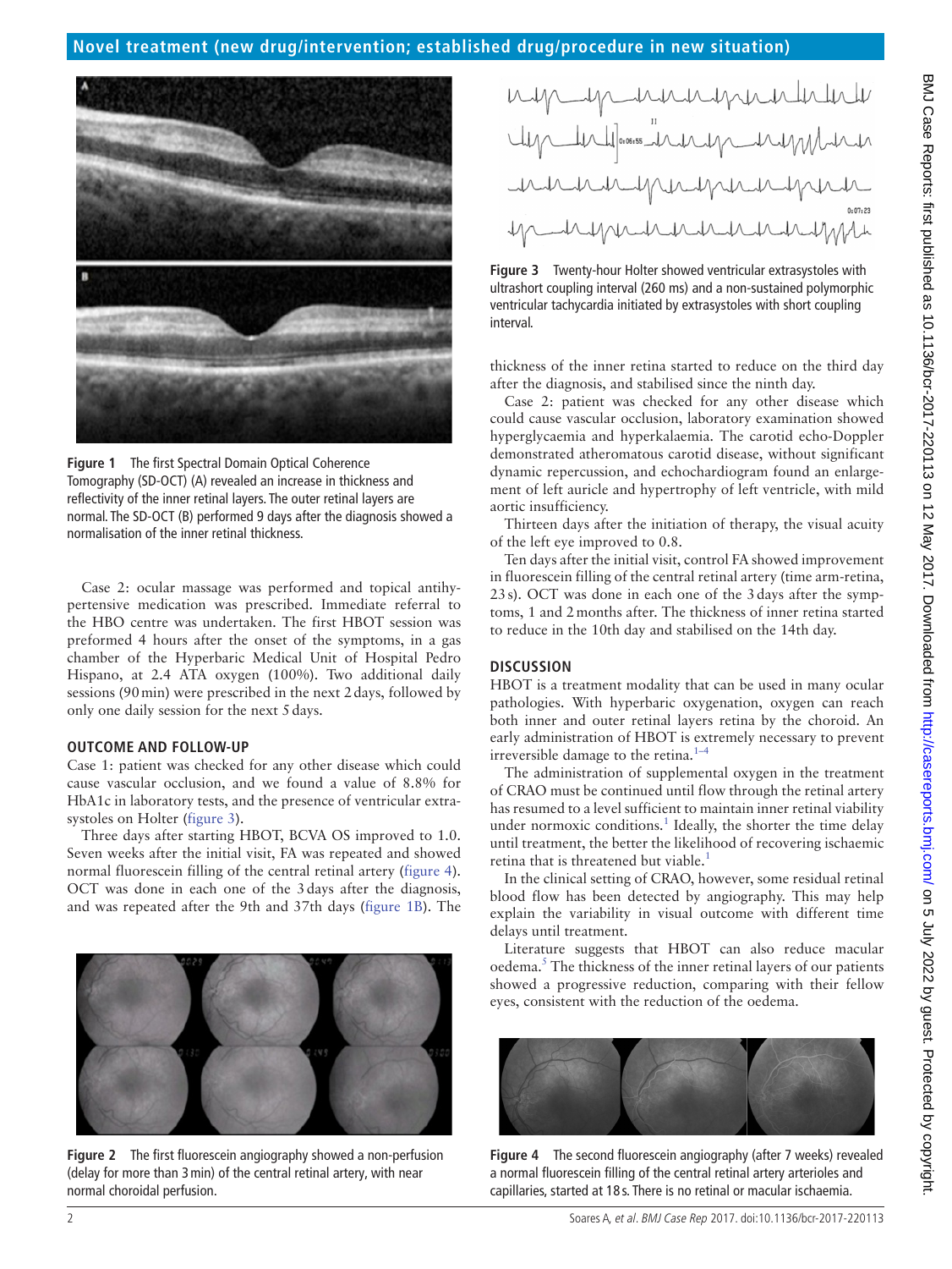Figure 1 The first Spectral Domain Optical Coherence Tomography (SD-OCT) (A) revealed an increase in thickness and reflectivity of the inner retinal layers. The outer retinal layers are normal. The SD-OCT (B) performed 9 days after the diagnosis showed a normalisation of the inner retinal thickness.

Case 2: ocular massage was performed and topical antihypertensive medication was prescribed. Immediate referral to the HBO centre was undertaken. The first HBOT session was preformed 4 hours after the onset of the symptoms, in a gas chamber of the Hyperbaric Medical Unit of Hospital Pedro Hispano, at 2.4 ATA oxygen (100%). Two additional daily sessions (90 min) were prescribed in the next 2 days, followed by only one daily session for the next 5 days.

## OUTCOME AND FOLLOW-UP

Case 1: patient was checked for any other disease which could cause vascular occlusion, and we found a value of 8.8% for HbA1c in laboratory tests, and the presence of ventricular extrasystoles on Holter (figure 3).

Three days after starting HBOT, BCVA OS improved to 1.0. Seven weeks after the initial visit, FA was repeated and showed normal fluorescein filling of the central retinal artery (figure 4). OCT was done in each one of the 3 days after the diagnosis, and was repeated after the 9th and 37th days (figure 1B). The thickness of the inner retina started to reduce on the third day after the diagnosis, and stabilised since the ninth day.

Case 2: patient was checked for any other disease which could cause vascular occlusion, laboratory examination showed hyperglycaemia and hyperkalaemia. The carotid echo-Doppler demonstrated atheromatous carotid disease, without significant dynamic repercussion, and echochardiogram found an enlargement of left auricle and hypertrophy of left ventricle, with mild aortic insufficiency.

Thirteen days after the initiation of therapy, the visual acuity of the left eye improved to 0.8.

Ten days after the initial visit, control FA showed improvement in fluorescein filling of the central retinal artery (time arm-retina, 23 s). OCT was done in each one of the 3 days after the symptoms, 1 and 2 months after. The thickness of inner retina started to reduce in the 10th day and stabilised on the 14th day.

Figure 2 The first fluorescein angiography showed a non-perfusion (delay for more than 3 min) of the central retinal artery, with near normal choroidal perfusion.

Figure 3 Twenty-hour Holter showed ventricular extrasystoles with ultrashort coupling interval (260 ms) and a non-sustained polymorphic ventricular tachycardia initiated by extrasystoles with short coupling interval.

## DISCUSSION

HBOT is a treatment modality that can be used in many ocular pathologies. With hyperbaric oxygenation, oxygen can reach both inner and outer retinal layers retina by the choroid. An early administration of HBOT is extremely necessary to prevent irreversible damage to the retina.[1–4]

The administration of supplemental oxygen in the treatment of CRAO must be continued until flow through the retinal artery has resumed to a level sufficient to maintain inner retinal viability under normoxic conditions.[1] Ideally, the shorter the time delay until treatment, the better the likelihood of recovering ischaemic retina that is threatened but viable.[1]

In the clinical setting of CRAO, however, some residual retinal blood flow has been detected by angiography. This may help explain the variability in visual outcome with different time delays until treatment.

Literature suggests that HBOT can also reduce macular oedema.[5] The thickness of the inner retinal layers of our patients showed a progressive reduction, comparing with their fellow eyes, consistent with the reduction of the oedema.

Figure 4 The second fluorescein angiography (after 7 weeks) revealed a normal fluorescein filling of the central retinal artery arterioles and capillaries, started at 18 s. There is no retinal or macular ischaemia.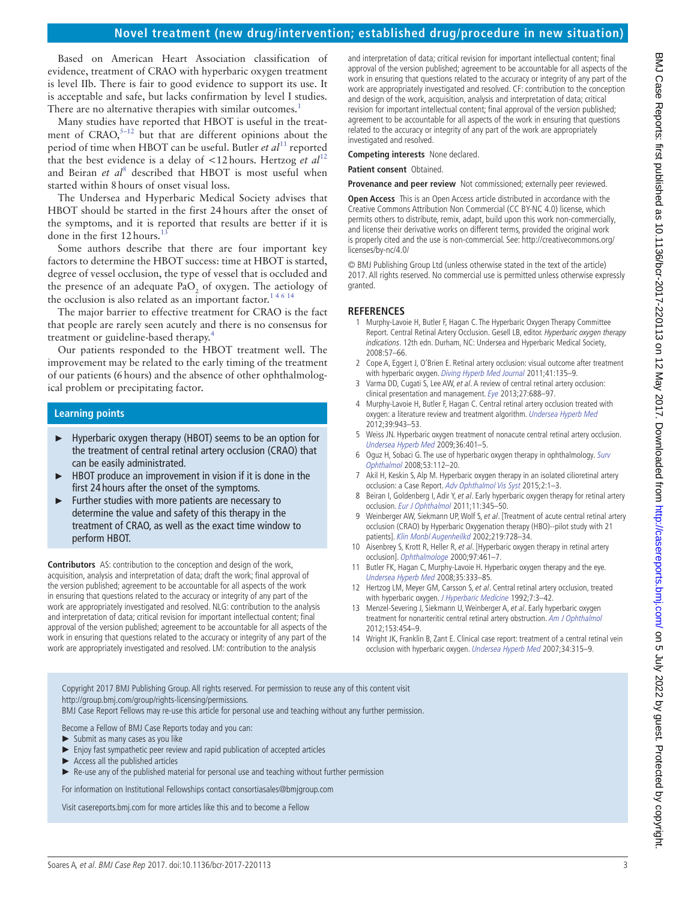Based on American Heart Association classification of evidence, treatment of CRAO with hyperbaric oxygen treatment is level IIb. There is fair to good evidence to support its use. It is acceptable and safe, but lacks confirmation by level I studies. There are no alternative therapies with similar outcomes.[1]

Many studies have reported that HBOT is useful in the treatment of CRAO,[5–12] but that are different opinions about the period of time when HBOT can be useful. Butler *et al*[11] reported that the best evidence is a delay of <12 hours. Hertzog *et al*[12] and Beiran *et al*[8] described that HBOT is most useful when started within 8 hours of onset visual loss.

The Undersea and Hyperbaric Medical Society advises that HBOT should be started in the first 24 hours after the onset of the symptoms, and it is reported that results are better if it is done in the first 12 hours.[13]

Some authors describe that there are four important key factors to determine the HBOT success: time at HBOT is started, degree of vessel occlusion, the type of vessel that is occluded and the presence of an adequate $PaO_2$ of oxygen. The aetiology of the occlusion is also related as an important factor.[1 4 6 14]

The major barrier to effective treatment for CRAO is the fact that people are rarely seen acutely and there is no consensus for treatment or guideline-based therapy.[4]

Our patients responded to the HBOT treatment well. The improvement may be related to the early timing of the treatment of our patients (6 hours) and the absence of other ophthalmological problem or precipitating factor.

## Learning points

- Hyperbaric oxygen therapy (HBOT) seems to be an option for the treatment of central retinal artery occlusion (CRAO) that can be easily administrated.
- HBOT produce an improvement in vision if it is done in the first 24 hours after the onset of the symptoms.
- Further studies with more patients are necessary to determine the value and safety of this therapy in the treatment of CRAO, as well as the exact time window to perform HBOT.

**Contributors** AS: contribution to the conception and design of the work, acquisition, analysis and interpretation of data; draft the work; final approval of the version published; agreement to be accountable for all aspects of the work in ensuring that questions related to the accuracy or integrity of any part of the work are appropriately investigated and resolved. NLG: contribution to the analysis and interpretation of data; critical revision for important intellectual content; final approval of the version published; agreement to be accountable for all aspects of the work in ensuring that questions related to the accuracy or integrity of any part of the work are appropriately investigated and resolved. LM: contribution to the analysis and interpretation of data; critical revision for important intellectual content; final approval of the version published; agreement to be accountable for all aspects of the work in ensuring that questions related to the accuracy or integrity of any part of the work are appropriately investigated and resolved. CF: contribution to the conception and design of the work, acquisition, analysis and interpretation of data; critical revision for important intellectual content; final approval of the version published; agreement to be accountable for all aspects of the work in ensuring that questions related to the accuracy or integrity of any part of the work are appropriately investigated and resolved.

**Competing interests** None declared.

**Patient consent** Obtained.

**Provenance and peer review** Not commissioned; externally peer reviewed.

**Open Access** This is an Open Access article distributed in accordance with the Creative Commons Attribution Non Commercial (CC BY-NC 4.0) license, which permits others to distribute, remix, adapt, build upon this work non-commercially, and license their derivative works on different terms, provided the original work is properly cited and the use is non-commercial. See: http://creativecommons.org/licenses/by-nc/4.0/

© BMJ Publishing Group Ltd (unless otherwise stated in the text of the article) 2017. All rights reserved. No commercial use is permitted unless otherwise expressly granted.

## REFERENCES

1. Murphy-Lavoie H, Butler F, Hagan C. The Hyperbaric Oxygen Therapy Committee Report. Central Retinal Artery Occlusion. Gesell LB, editor. *Hyperbaric oxygen therapy indications*. 12th edn. Durham, NC: Undersea and Hyperbaric Medical Society, 2008:57–66.
2. Cope A, Eggert J, O'Brien E. Retinal artery occlusion: visual outcome after treatment with hyperbaric oxygen. *Diving Hyperb Med Journal* 2011;41:135–9.
3. Varma DD, Cugati S, Lee AW, *et al*. A review of central retinal artery occlusion: clinical presentation and management. *Eye* 2013;27:688–97.
4. Murphy-Lavoie H, Butler F, Hagan C. Central retinal artery occlusion treated with oxygen: a literature review and treatment algorithm. *Undersea Hyperb Med* 2012;39:943–53.
5. Weiss JN. Hyperbaric oxygen treatment of nonacute central retinal artery occlusion. *Undersea Hyperb Med* 2009;36:401–5.
6. Oguz H, Sobaci G. The use of hyperbaric oxygen therapy in ophthalmology. *Surv Ophthalmol* 2008;53:112–20.
7. Akil H, Keskin S, Alp M. Hyperbaric oxygen therapy in an isolated cilioretinal artery occlusion: a Case Report. *Adv Ophthalmol Vis Syst* 2015;2:1–3.
8. Beiran I, Goldenberg I, Adir Y, *et al*. Early hyperbaric oxygen therapy for retinal artery occlusion. *Eur J Ophthalmol* 2011;11:345–50.
9. Weinberger AW, Siekmann UP, Wolf S, *et al*. [Treatment of acute central retinal artery occlusion (CRAO) by Hyperbaric Oxygenation therapy (HBO)--pilot study with 21 patients]. *Klin Monbl Augenheilkd* 2002;219:728–34.
10. Aisenbrey S, Krott R, Heller R, *et al*. [Hyperbaric oxygen therapy in retinal artery occlusion]. *Ophthalmologe* 2000;97:461–7.
11. Butler FK, Hagan C, Murphy-Lavoie H. Hyperbaric oxygen therapy and the eye. *Undersea Hyperb Med* 2008;35:333–85.
12. Hertzog LM, Meyer GM, Carsson S, *et al*. Central retinal artery occlusion, treated with hyperbaric oxygen. *J Hyperbaric Medicine* 1992;7:3–42.
13. Menzel-Severing J, Siekmann U, Weinberger A, *et al*. Early hyperbaric oxygen treatment for nonarteritic central retinal artery obstruction. *Am J Ophthalmol* 2012;153:454–9.
14. Wright JK, Franklin B, Zant E. Clinical case report: treatment of a central retinal vein occlusion with hyperbaric oxygen. *Undersea Hyperb Med* 2007;34:315–9.

Copyright 2017 BMJ Publishing Group. All rights reserved. For permission to reuse any of this content visit http://group.bmj.com/group/rights-licensing/permissions.
BMJ Case Report Fellows may re-use this article for personal use and teaching without any further permission.

Become a Fellow of BMJ Case Reports today and you can:

- Submit as many cases as you like
- Enjoy fast sympathetic peer review and rapid publication of accepted articles
- Access all the published articles
- Re-use any of the published material for personal use and teaching without further permission

For information on Institutional Fellowships contact consortiasales@bmjgroup.com

Visit casereports.bmj.com for more articles like this and to become a Fellow